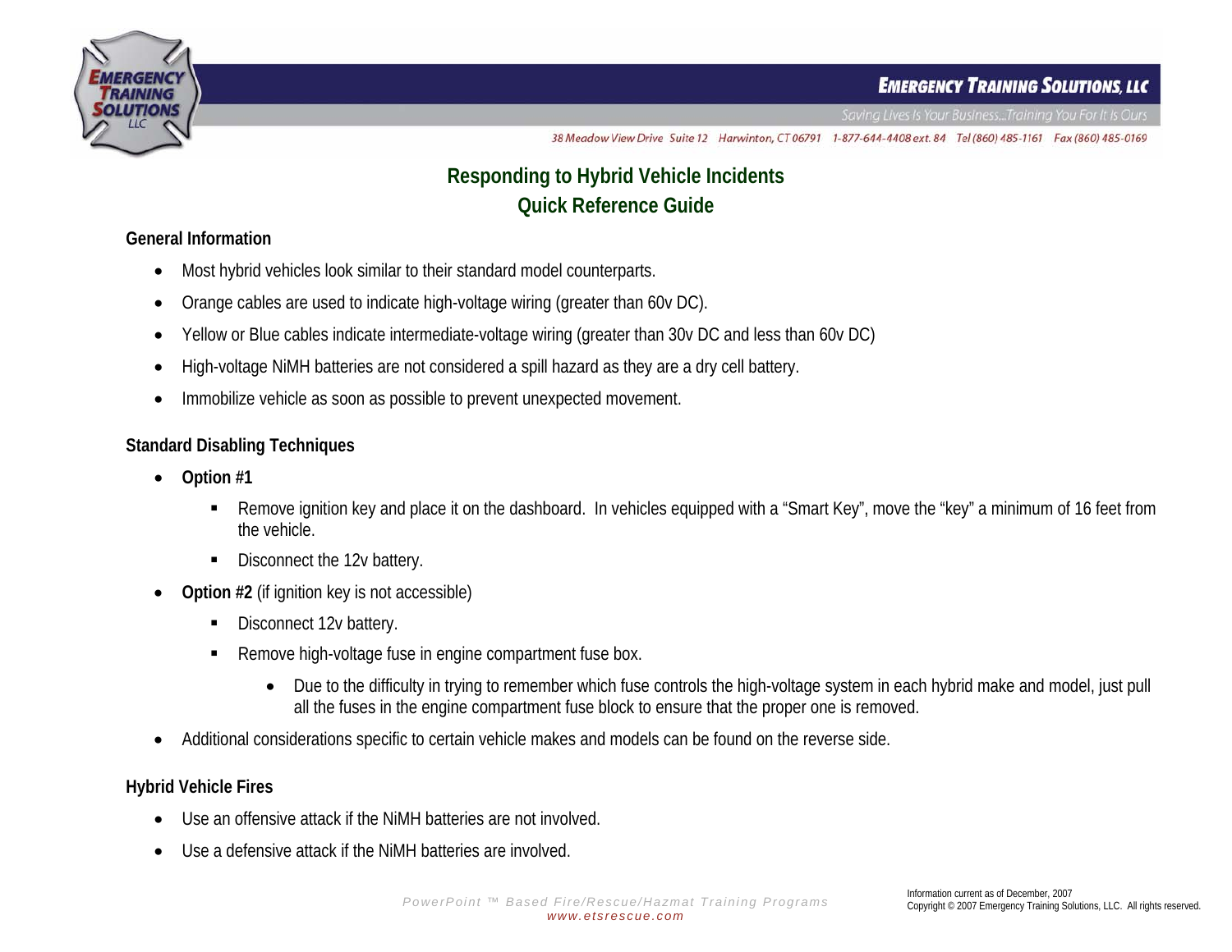# Responding to Hybrid Vehicle Incidents
# Quick Reference Guide

## General Information

- Most hybrid vehicles look similar to their standard model counterparts.
- Orange cables are used to indicate high-voltage wiring (greater than 60v DC).
- Yellow or Blue cables indicate intermediate-voltage wiring (greater than 30v DC and less than 60v DC)
- High-voltage NiMH batteries are not considered a spill hazard as they are a dry cell battery.
- Immobilize vehicle as soon as possible to prevent unexpected movement.

## Standard Disabling Techniques

- **Option #1**
  - Remove ignition key and place it on the dashboard. In vehicles equipped with a "Smart Key", move the "key" a minimum of 16 feet from the vehicle.
  - Disconnect the 12v battery.
- **Option #2** (if ignition key is not accessible)
  - Disconnect 12v battery.
  - Remove high-voltage fuse in engine compartment fuse box.
    - Due to the difficulty in trying to remember which fuse controls the high-voltage system in each hybrid make and model, just pull all the fuses in the engine compartment fuse block to ensure that the proper one is removed.
- Additional considerations specific to certain vehicle makes and models can be found on the reverse side.

## Hybrid Vehicle Fires

- Use an offensive attack if the NiMH batteries are not involved.
- Use a defensive attack if the NiMH batteries are involved.

Information current as of December, 2007
Copyright © 2007 Emergency Training Solutions, LLC. All rights reserved.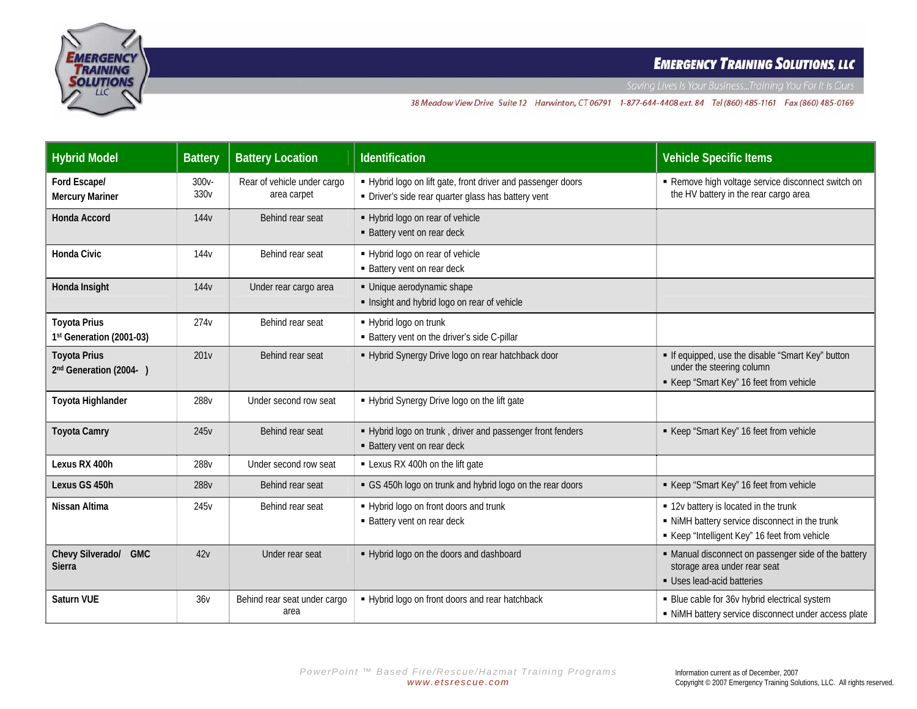| Hybrid Model | Battery | Battery Location | Identification | Vehicle Specific Items |
|---|---|---|---|---|
| **Ford Escape/ Mercury Mariner** | 300v-330v | Rear of vehicle under cargo area carpet | ▪ Hybrid logo on lift gate, front driver and passenger doors<br>▪ Driver's side rear quarter glass has battery vent | ▪ Remove high voltage service disconnect switch on the HV battery in the rear cargo area |
| **Honda Accord** | 144v | Behind rear seat | ▪ Hybrid logo on rear of vehicle<br>▪ Battery vent on rear deck | |
| **Honda Civic** | 144v | Behind rear seat | ▪ Hybrid logo on rear of vehicle<br>▪ Battery vent on rear deck | |
| **Honda Insight** | 144v | Under rear cargo area | ▪ Unique aerodynamic shape<br>▪ Insight and hybrid logo on rear of vehicle | |
| **Toyota Prius 1st Generation (2001-03)** | 274v | Behind rear seat | ▪ Hybrid logo on trunk<br>▪ Battery vent on the driver's side C-pillar | |
| **Toyota Prius 2nd Generation (2004- )** | 201v | Behind rear seat | ▪ Hybrid Synergy Drive logo on rear hatchback door | ▪ If equipped, use the disable "Smart Key" button under the steering column<br>▪ Keep "Smart Key" 16 feet from vehicle |
| **Toyota Highlander** | 288v | Under second row seat | ▪ Hybrid Synergy Drive logo on the lift gate | |
| **Toyota Camry** | 245v | Behind rear seat | ▪ Hybrid logo on trunk , driver and passenger front fenders<br>▪ Battery vent on rear deck | ▪ Keep "Smart Key" 16 feet from vehicle |
| **Lexus RX 400h** | 288v | Under second row seat | ▪ Lexus RX 400h on the lift gate | |
| **Lexus GS 450h** | 288v | Behind rear seat | ▪ GS 450h logo on trunk and hybrid logo on the rear doors | ▪ Keep "Smart Key" 16 feet from vehicle |
| **Nissan Altima** | 245v | Behind rear seat | ▪ Hybrid logo on front doors and trunk<br>▪ Battery vent on rear deck | ▪ 12v battery is located in the trunk<br>▪ NiMH battery service disconnect in the trunk<br>▪ Keep "Intelligent Key" 16 feet from vehicle |
| **Chevy Silverado/ GMC Sierra** | 42v | Under rear seat | ▪ Hybrid logo on the doors and dashboard | ▪ Manual disconnect on passenger side of the battery storage area under rear seat<br>▪ Uses lead-acid batteries |
| **Saturn VUE** | 36v | Behind rear seat under cargo area | ▪ Hybrid logo on front doors and rear hatchback | ▪ Blue cable for 36v hybrid electrical system<br>▪ NiMH battery service disconnect under access plate |

Information current as of December, 2007
Copyright © 2007 Emergency Training Solutions, LLC. All rights reserved.